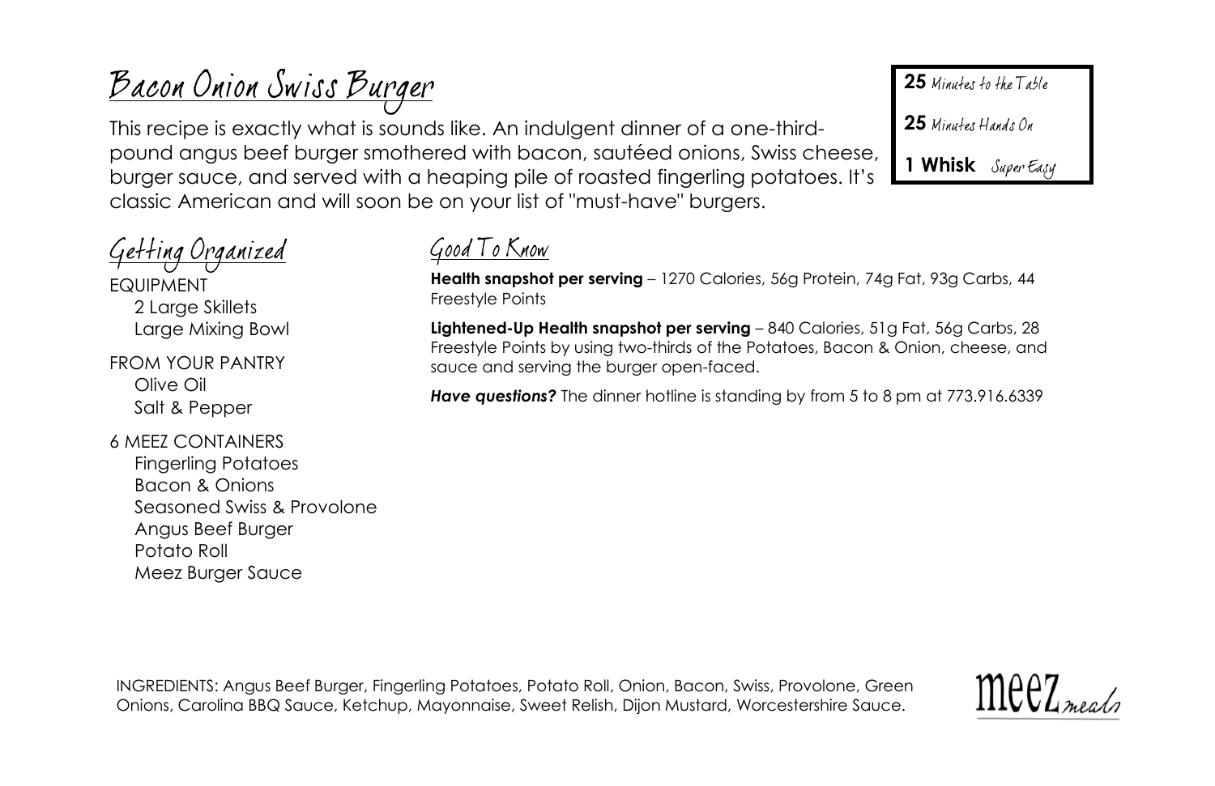# Bacon Onion Swiss Burger

This recipe is exactly what is sounds like. An indulgent dinner of a one-third-pound angus beef burger smothered with bacon, sautéed onions, Swiss cheese, burger sauce, and served with a heaping pile of roasted fingerling potatoes. It's classic American and will soon be on your list of "must-have" burgers.

**25** Minutes to the Table

**25** Minutes Hands On

**1 Whisk** Super Easy

## Getting Organized

EQUIPMENT
- 2 Large Skillets
- Large Mixing Bowl

FROM YOUR PANTRY
- Olive Oil
- Salt & Pepper

6 MEEZ CONTAINERS
- Fingerling Potatoes
- Bacon & Onions
- Seasoned Swiss & Provolone
- Angus Beef Burger
- Potato Roll
- Meez Burger Sauce

## Good To Know

**Health snapshot per serving** – 1270 Calories, 56g Protein, 74g Fat, 93g Carbs, 44 Freestyle Points

**Lightened-Up Health snapshot per serving** – 840 Calories, 51g Fat, 56g Carbs, 28 Freestyle Points by using two-thirds of the Potatoes, Bacon & Onion, cheese, and sauce and serving the burger open-faced.

***Have questions?*** The dinner hotline is standing by from 5 to 8 pm at 773.916.6339

INGREDIENTS: Angus Beef Burger, Fingerling Potatoes, Potato Roll, Onion, Bacon, Swiss, Provolone, Green Onions, Carolina BBQ Sauce, Ketchup, Mayonnaise, Sweet Relish, Dijon Mustard, Worcestershire Sauce.

meez meals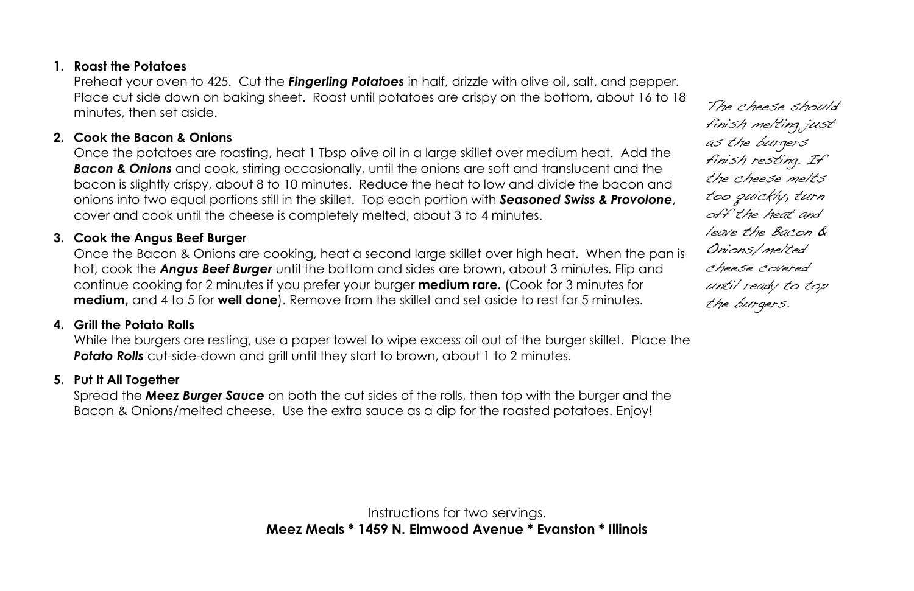1. **Roast the Potatoes**
   Preheat your oven to 425. Cut the ***Fingerling Potatoes*** in half, drizzle with olive oil, salt, and pepper. Place cut side down on baking sheet. Roast until potatoes are crispy on the bottom, about 16 to 18 minutes, then set aside.

2. **Cook the Bacon & Onions**
   Once the potatoes are roasting, heat 1 Tbsp olive oil in a large skillet over medium heat. Add the ***Bacon & Onions*** and cook, stirring occasionally, until the onions are soft and translucent and the bacon is slightly crispy, about 8 to 10 minutes. Reduce the heat to low and divide the bacon and onions into two equal portions still in the skillet. Top each portion with ***Seasoned Swiss & Provolone***, cover and cook until the cheese is completely melted, about 3 to 4 minutes.

3. **Cook the Angus Beef Burger**
   Once the Bacon & Onions are cooking, heat a second large skillet over high heat. When the pan is hot, cook the ***Angus Beef Burger*** until the bottom and sides are brown, about 3 minutes. Flip and continue cooking for 2 minutes if you prefer your burger **medium rare.** (Cook for 3 minutes for **medium,** and 4 to 5 for **well done**). Remove from the skillet and set aside to rest for 5 minutes.

4. **Grill the Potato Rolls**
   While the burgers are resting, use a paper towel to wipe excess oil out of the burger skillet. Place the ***Potato Rolls*** cut-side-down and grill until they start to brown, about 1 to 2 minutes.

5. **Put It All Together**
   Spread the ***Meez Burger Sauce*** on both the cut sides of the rolls, then top with the burger and the Bacon & Onions/melted cheese. Use the extra sauce as a dip for the roasted potatoes. Enjoy!

*The cheese should finish melting just as the burgers finish resting. If the cheese melts too quickly, turn off the heat and leave the Bacon & Onions/melted cheese covered until ready to top the burgers.*

Instructions for two servings.
**Meez Meals * 1459 N. Elmwood Avenue * Evanston * Illinois**